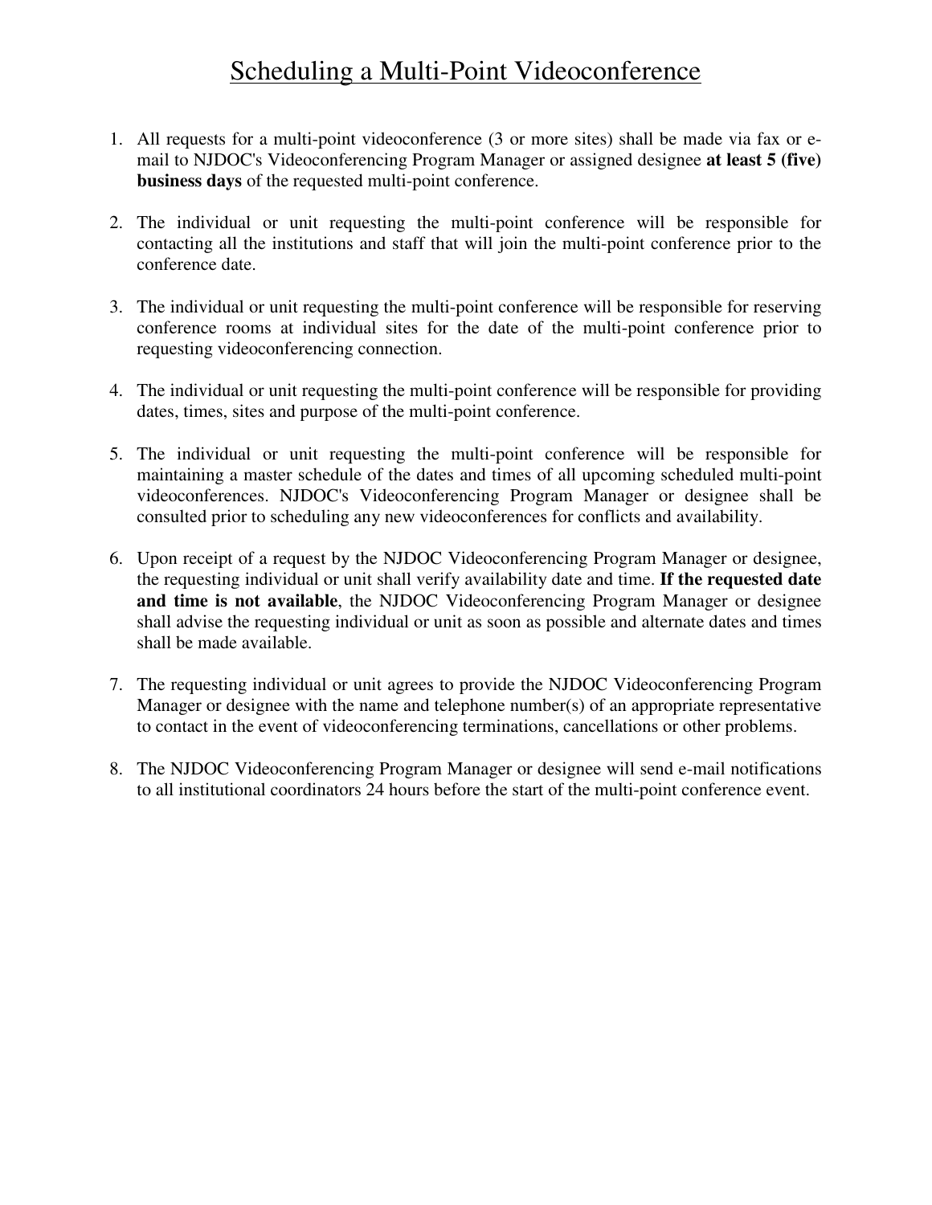# Scheduling a Multi-Point Videoconference

1. All requests for a multi-point videoconference (3 or more sites) shall be made via fax or e-mail to NJDOC's Videoconferencing Program Manager or assigned designee **at least 5 (five) business days** of the requested multi-point conference.

2. The individual or unit requesting the multi-point conference will be responsible for contacting all the institutions and staff that will join the multi-point conference prior to the conference date.

3. The individual or unit requesting the multi-point conference will be responsible for reserving conference rooms at individual sites for the date of the multi-point conference prior to requesting videoconferencing connection.

4. The individual or unit requesting the multi-point conference will be responsible for providing dates, times, sites and purpose of the multi-point conference.

5. The individual or unit requesting the multi-point conference will be responsible for maintaining a master schedule of the dates and times of all upcoming scheduled multi-point videoconferences. NJDOC's Videoconferencing Program Manager or designee shall be consulted prior to scheduling any new videoconferences for conflicts and availability.

6. Upon receipt of a request by the NJDOC Videoconferencing Program Manager or designee, the requesting individual or unit shall verify availability date and time. **If the requested date and time is not available**, the NJDOC Videoconferencing Program Manager or designee shall advise the requesting individual or unit as soon as possible and alternate dates and times shall be made available.

7. The requesting individual or unit agrees to provide the NJDOC Videoconferencing Program Manager or designee with the name and telephone number(s) of an appropriate representative to contact in the event of videoconferencing terminations, cancellations or other problems.

8. The NJDOC Videoconferencing Program Manager or designee will send e-mail notifications to all institutional coordinators 24 hours before the start of the multi-point conference event.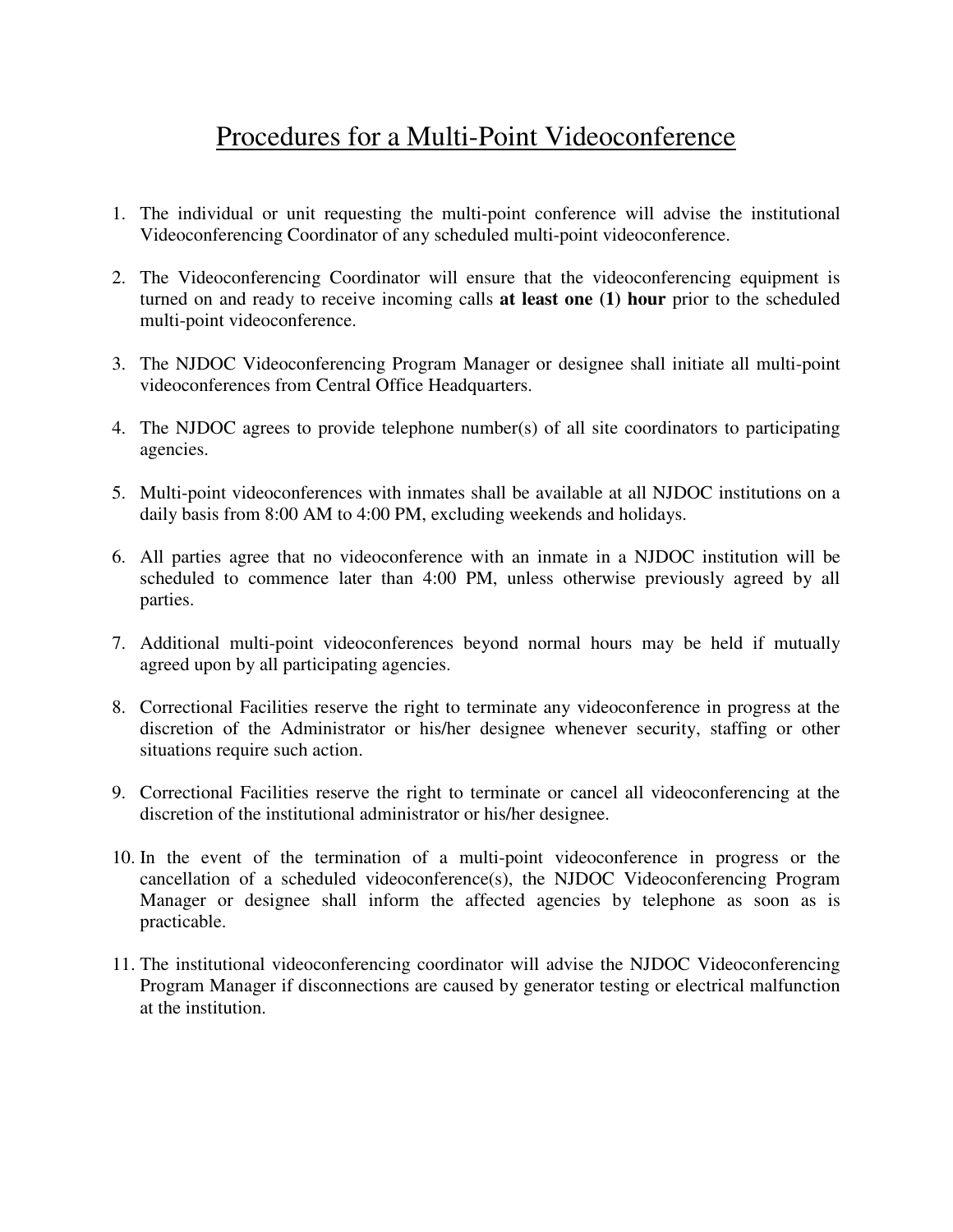# Procedures for a Multi-Point Videoconference

1. The individual or unit requesting the multi-point conference will advise the institutional Videoconferencing Coordinator of any scheduled multi-point videoconference.

2. The Videoconferencing Coordinator will ensure that the videoconferencing equipment is turned on and ready to receive incoming calls **at least one (1) hour** prior to the scheduled multi-point videoconference.

3. The NJDOC Videoconferencing Program Manager or designee shall initiate all multi-point videoconferences from Central Office Headquarters.

4. The NJDOC agrees to provide telephone number(s) of all site coordinators to participating agencies.

5. Multi-point videoconferences with inmates shall be available at all NJDOC institutions on a daily basis from 8:00 AM to 4:00 PM, excluding weekends and holidays.

6. All parties agree that no videoconference with an inmate in a NJDOC institution will be scheduled to commence later than 4:00 PM, unless otherwise previously agreed by all parties.

7. Additional multi-point videoconferences beyond normal hours may be held if mutually agreed upon by all participating agencies.

8. Correctional Facilities reserve the right to terminate any videoconference in progress at the discretion of the Administrator or his/her designee whenever security, staffing or other situations require such action.

9. Correctional Facilities reserve the right to terminate or cancel all videoconferencing at the discretion of the institutional administrator or his/her designee.

10. In the event of the termination of a multi-point videoconference in progress or the cancellation of a scheduled videoconference(s), the NJDOC Videoconferencing Program Manager or designee shall inform the affected agencies by telephone as soon as is practicable.

11. The institutional videoconferencing coordinator will advise the NJDOC Videoconferencing Program Manager if disconnections are caused by generator testing or electrical malfunction at the institution.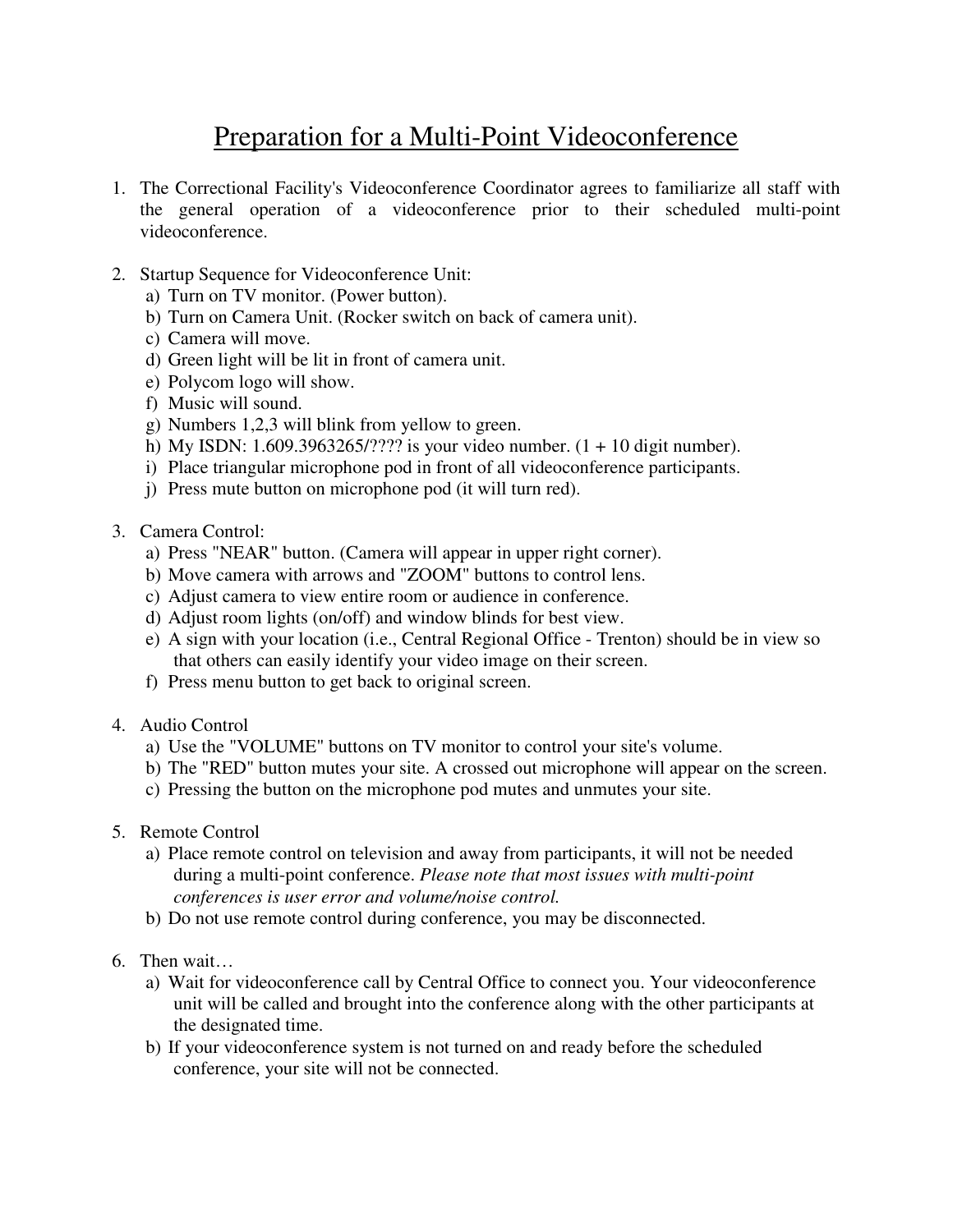# Preparation for a Multi-Point Videoconference

1. The Correctional Facility's Videoconference Coordinator agrees to familiarize all staff with the general operation of a videoconference prior to their scheduled multi-point videoconference.

2. Startup Sequence for Videoconference Unit:
   a) Turn on TV monitor. (Power button).
   b) Turn on Camera Unit. (Rocker switch on back of camera unit).
   c) Camera will move.
   d) Green light will be lit in front of camera unit.
   e) Polycom logo will show.
   f) Music will sound.
   g) Numbers 1,2,3 will blink from yellow to green.
   h) My ISDN: 1.609.3963265/???? is your video number. (1 + 10 digit number).
   i) Place triangular microphone pod in front of all videoconference participants.
   j) Press mute button on microphone pod (it will turn red).

3. Camera Control:
   a) Press "NEAR" button. (Camera will appear in upper right corner).
   b) Move camera with arrows and "ZOOM" buttons to control lens.
   c) Adjust camera to view entire room or audience in conference.
   d) Adjust room lights (on/off) and window blinds for best view.
   e) A sign with your location (i.e., Central Regional Office - Trenton) should be in view so that others can easily identify your video image on their screen.
   f) Press menu button to get back to original screen.

4. Audio Control
   a) Use the "VOLUME" buttons on TV monitor to control your site's volume.
   b) The "RED" button mutes your site. A crossed out microphone will appear on the screen.
   c) Pressing the button on the microphone pod mutes and unmutes your site.

5. Remote Control
   a) Place remote control on television and away from participants, it will not be needed during a multi-point conference. *Please note that most issues with multi-point conferences is user error and volume/noise control.*
   b) Do not use remote control during conference, you may be disconnected.

6. Then wait…
   a) Wait for videoconference call by Central Office to connect you. Your videoconference unit will be called and brought into the conference along with the other participants at the designated time.
   b) If your videoconference system is not turned on and ready before the scheduled conference, your site will not be connected.